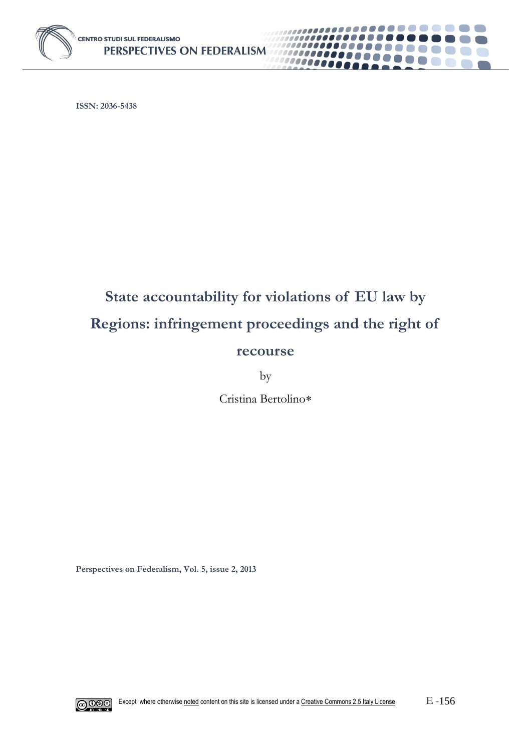ISSN: 2036-5438

# State accountability for violations of EU law by Regions: infringement proceedings and the right of recourse

by

Cristina Bertolino*

Perspectives on Federalism, Vol. 5, issue 2, 2013

Except where otherwise noted content on this site is licensed under a Creative Commons 2.5 Italy License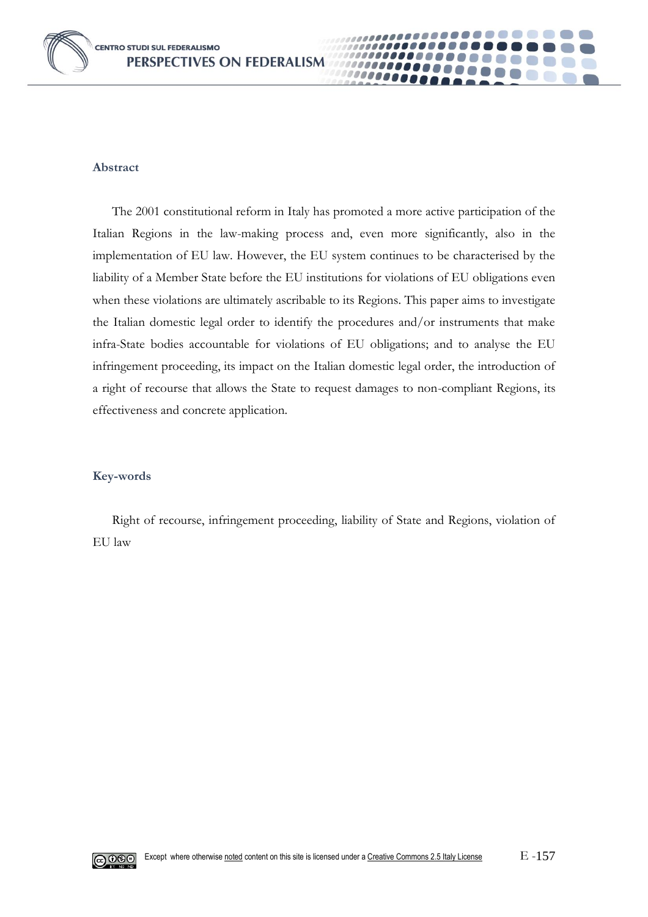### Abstract

The 2001 constitutional reform in Italy has promoted a more active participation of the Italian Regions in the law-making process and, even more significantly, also in the implementation of EU law. However, the EU system continues to be characterised by the liability of a Member State before the EU institutions for violations of EU obligations even when these violations are ultimately ascribable to its Regions. This paper aims to investigate the Italian domestic legal order to identify the procedures and/or instruments that make infra-State bodies accountable for violations of EU obligations; and to analyse the EU infringement proceeding, its impact on the Italian domestic legal order, the introduction of a right of recourse that allows the State to request damages to non-compliant Regions, its effectiveness and concrete application.

### Key-words

Right of recourse, infringement proceeding, liability of State and Regions, violation of EU law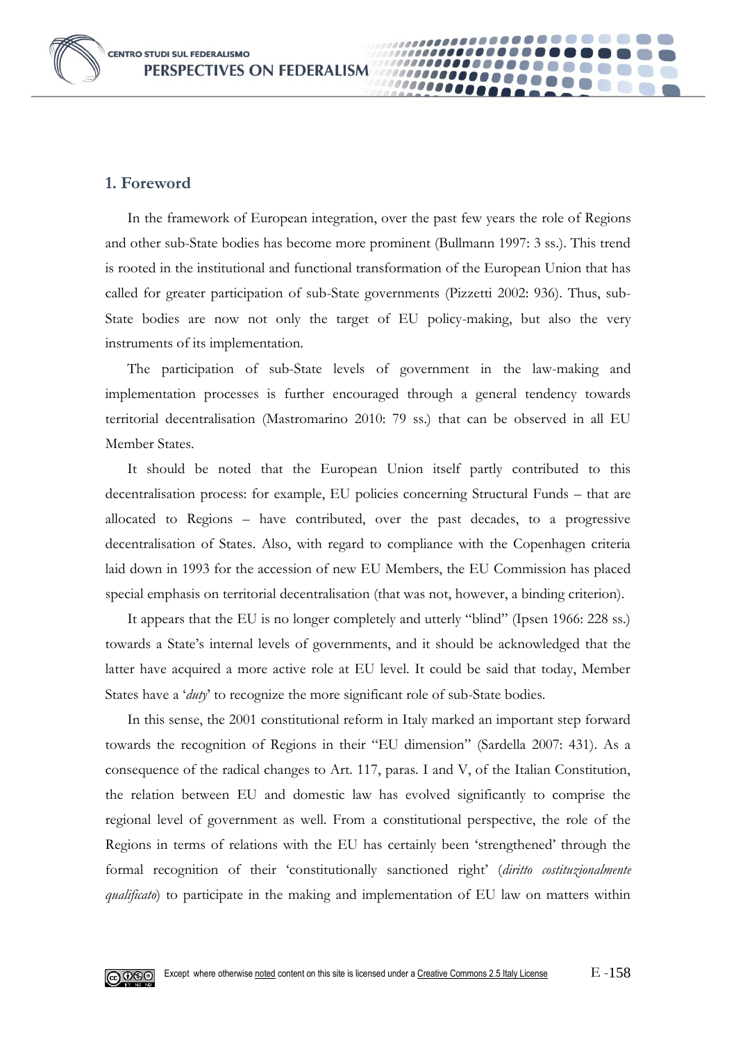## 1. Foreword

In the framework of European integration, over the past few years the role of Regions and other sub-State bodies has become more prominent (Bullmann 1997: 3 ss.). This trend is rooted in the institutional and functional transformation of the European Union that has called for greater participation of sub-State governments (Pizzetti 2002: 936). Thus, sub-State bodies are now not only the target of EU policy-making, but also the very instruments of its implementation.

The participation of sub-State levels of government in the law-making and implementation processes is further encouraged through a general tendency towards territorial decentralisation (Mastromarino 2010: 79 ss.) that can be observed in all EU Member States.

It should be noted that the European Union itself partly contributed to this decentralisation process: for example, EU policies concerning Structural Funds – that are allocated to Regions – have contributed, over the past decades, to a progressive decentralisation of States. Also, with regard to compliance with the Copenhagen criteria laid down in 1993 for the accession of new EU Members, the EU Commission has placed special emphasis on territorial decentralisation (that was not, however, a binding criterion).

It appears that the EU is no longer completely and utterly "blind" (Ipsen 1966: 228 ss.) towards a State's internal levels of governments, and it should be acknowledged that the latter have acquired a more active role at EU level. It could be said that today, Member States have a '*duty*' to recognize the more significant role of sub-State bodies.

In this sense, the 2001 constitutional reform in Italy marked an important step forward towards the recognition of Regions in their "EU dimension" (Sardella 2007: 431). As a consequence of the radical changes to Art. 117, paras. I and V, of the Italian Constitution, the relation between EU and domestic law has evolved significantly to comprise the regional level of government as well. From a constitutional perspective, the role of the Regions in terms of relations with the EU has certainly been 'strengthened' through the formal recognition of their 'constitutionally sanctioned right' (*diritto costituzionalmente qualificato*) to participate in the making and implementation of EU law on matters within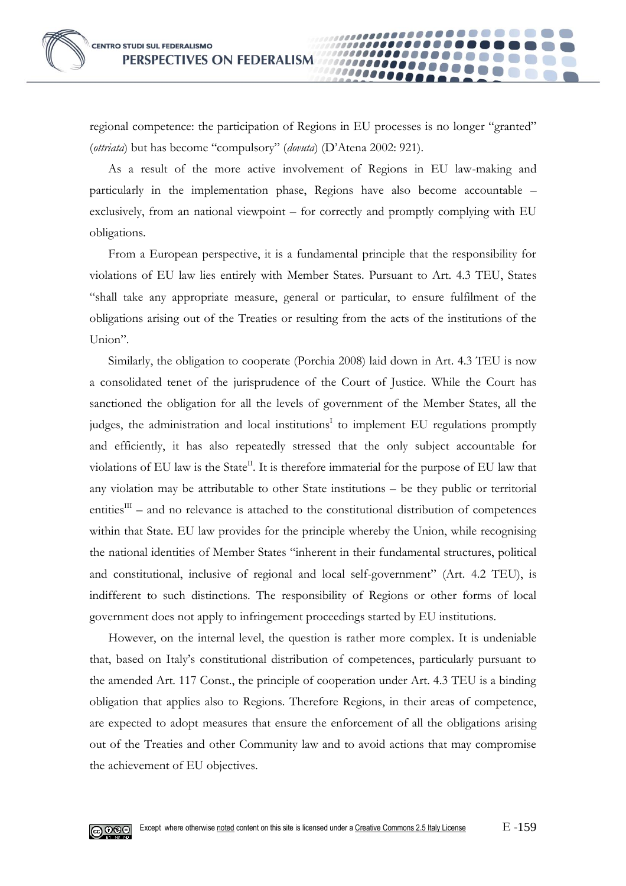regional competence: the participation of Regions in EU processes is no longer "granted" (*ottriata*) but has become "compulsory" (*dovuta*) (D'Atena 2002: 921).

As a result of the more active involvement of Regions in EU law-making and particularly in the implementation phase, Regions have also become accountable – exclusively, from an national viewpoint – for correctly and promptly complying with EU obligations.

From a European perspective, it is a fundamental principle that the responsibility for violations of EU law lies entirely with Member States. Pursuant to Art. 4.3 TEU, States "shall take any appropriate measure, general or particular, to ensure fulfilment of the obligations arising out of the Treaties or resulting from the acts of the institutions of the Union".

Similarly, the obligation to cooperate (Porchia 2008) laid down in Art. 4.3 TEU is now a consolidated tenet of the jurisprudence of the Court of Justice. While the Court has sanctioned the obligation for all the levels of government of the Member States, all the judges, the administration and local institutions[I] to implement EU regulations promptly and efficiently, it has also repeatedly stressed that the only subject accountable for violations of EU law is the State[II]. It is therefore immaterial for the purpose of EU law that any violation may be attributable to other State institutions – be they public or territorial entities[III] – and no relevance is attached to the constitutional distribution of competences within that State. EU law provides for the principle whereby the Union, while recognising the national identities of Member States "inherent in their fundamental structures, political and constitutional, inclusive of regional and local self-government" (Art. 4.2 TEU), is indifferent to such distinctions. The responsibility of Regions or other forms of local government does not apply to infringement proceedings started by EU institutions.

However, on the internal level, the question is rather more complex. It is undeniable that, based on Italy's constitutional distribution of competences, particularly pursuant to the amended Art. 117 Const., the principle of cooperation under Art. 4.3 TEU is a binding obligation that applies also to Regions. Therefore Regions, in their areas of competence, are expected to adopt measures that ensure the enforcement of all the obligations arising out of the Treaties and other Community law and to avoid actions that may compromise the achievement of EU objectives.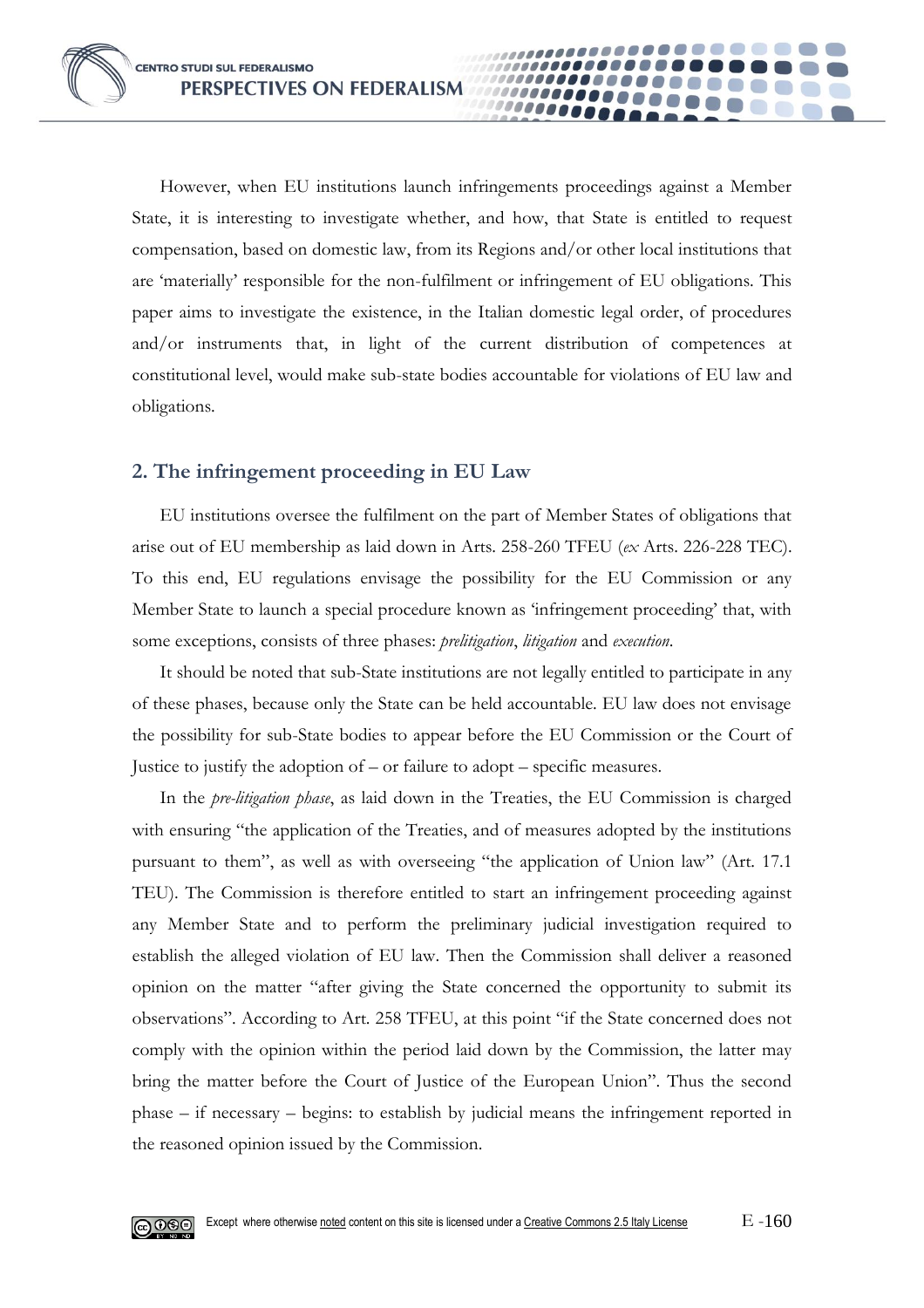However, when EU institutions launch infringements proceedings against a Member State, it is interesting to investigate whether, and how, that State is entitled to request compensation, based on domestic law, from its Regions and/or other local institutions that are 'materially' responsible for the non-fulfilment or infringement of EU obligations. This paper aims to investigate the existence, in the Italian domestic legal order, of procedures and/or instruments that, in light of the current distribution of competences at constitutional level, would make sub-state bodies accountable for violations of EU law and obligations.

## 2. The infringement proceeding in EU Law

EU institutions oversee the fulfilment on the part of Member States of obligations that arise out of EU membership as laid down in Arts. 258-260 TFEU (*ex* Arts. 226-228 TEC). To this end, EU regulations envisage the possibility for the EU Commission or any Member State to launch a special procedure known as 'infringement proceeding' that, with some exceptions, consists of three phases: *prelitigation*, *litigation* and *execution*.

It should be noted that sub-State institutions are not legally entitled to participate in any of these phases, because only the State can be held accountable. EU law does not envisage the possibility for sub-State bodies to appear before the EU Commission or the Court of Justice to justify the adoption of – or failure to adopt – specific measures.

In the *pre-litigation phase*, as laid down in the Treaties, the EU Commission is charged with ensuring "the application of the Treaties, and of measures adopted by the institutions pursuant to them", as well as with overseeing "the application of Union law" (Art. 17.1 TEU). The Commission is therefore entitled to start an infringement proceeding against any Member State and to perform the preliminary judicial investigation required to establish the alleged violation of EU law. Then the Commission shall deliver a reasoned opinion on the matter "after giving the State concerned the opportunity to submit its observations". According to Art. 258 TFEU, at this point "if the State concerned does not comply with the opinion within the period laid down by the Commission, the latter may bring the matter before the Court of Justice of the European Union". Thus the second phase – if necessary – begins: to establish by judicial means the infringement reported in the reasoned opinion issued by the Commission.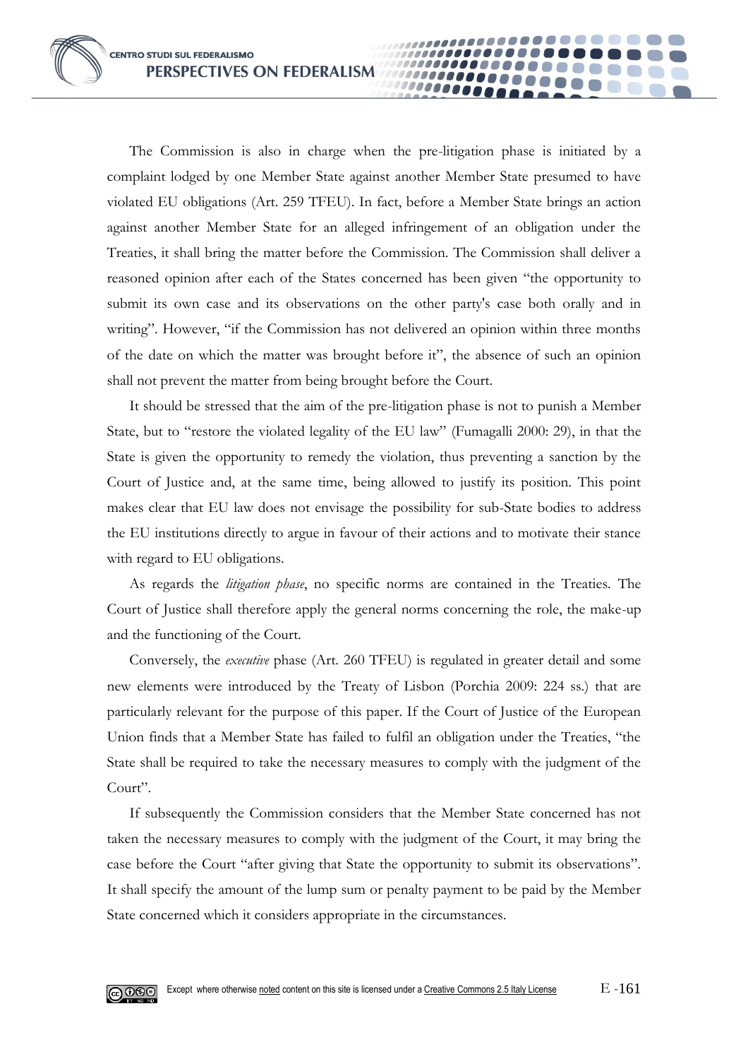The Commission is also in charge when the pre-litigation phase is initiated by a complaint lodged by one Member State against another Member State presumed to have violated EU obligations (Art. 259 TFEU). In fact, before a Member State brings an action against another Member State for an alleged infringement of an obligation under the Treaties, it shall bring the matter before the Commission. The Commission shall deliver a reasoned opinion after each of the States concerned has been given "the opportunity to submit its own case and its observations on the other party's case both orally and in writing". However, "if the Commission has not delivered an opinion within three months of the date on which the matter was brought before it", the absence of such an opinion shall not prevent the matter from being brought before the Court.

It should be stressed that the aim of the pre-litigation phase is not to punish a Member State, but to "restore the violated legality of the EU law" (Fumagalli 2000: 29), in that the State is given the opportunity to remedy the violation, thus preventing a sanction by the Court of Justice and, at the same time, being allowed to justify its position. This point makes clear that EU law does not envisage the possibility for sub-State bodies to address the EU institutions directly to argue in favour of their actions and to motivate their stance with regard to EU obligations.

As regards the *litigation phase*, no specific norms are contained in the Treaties. The Court of Justice shall therefore apply the general norms concerning the role, the make-up and the functioning of the Court.

Conversely, the *executive* phase (Art. 260 TFEU) is regulated in greater detail and some new elements were introduced by the Treaty of Lisbon (Porchia 2009: 224 ss.) that are particularly relevant for the purpose of this paper. If the Court of Justice of the European Union finds that a Member State has failed to fulfil an obligation under the Treaties, "the State shall be required to take the necessary measures to comply with the judgment of the Court".

If subsequently the Commission considers that the Member State concerned has not taken the necessary measures to comply with the judgment of the Court, it may bring the case before the Court "after giving that State the opportunity to submit its observations". It shall specify the amount of the lump sum or penalty payment to be paid by the Member State concerned which it considers appropriate in the circumstances.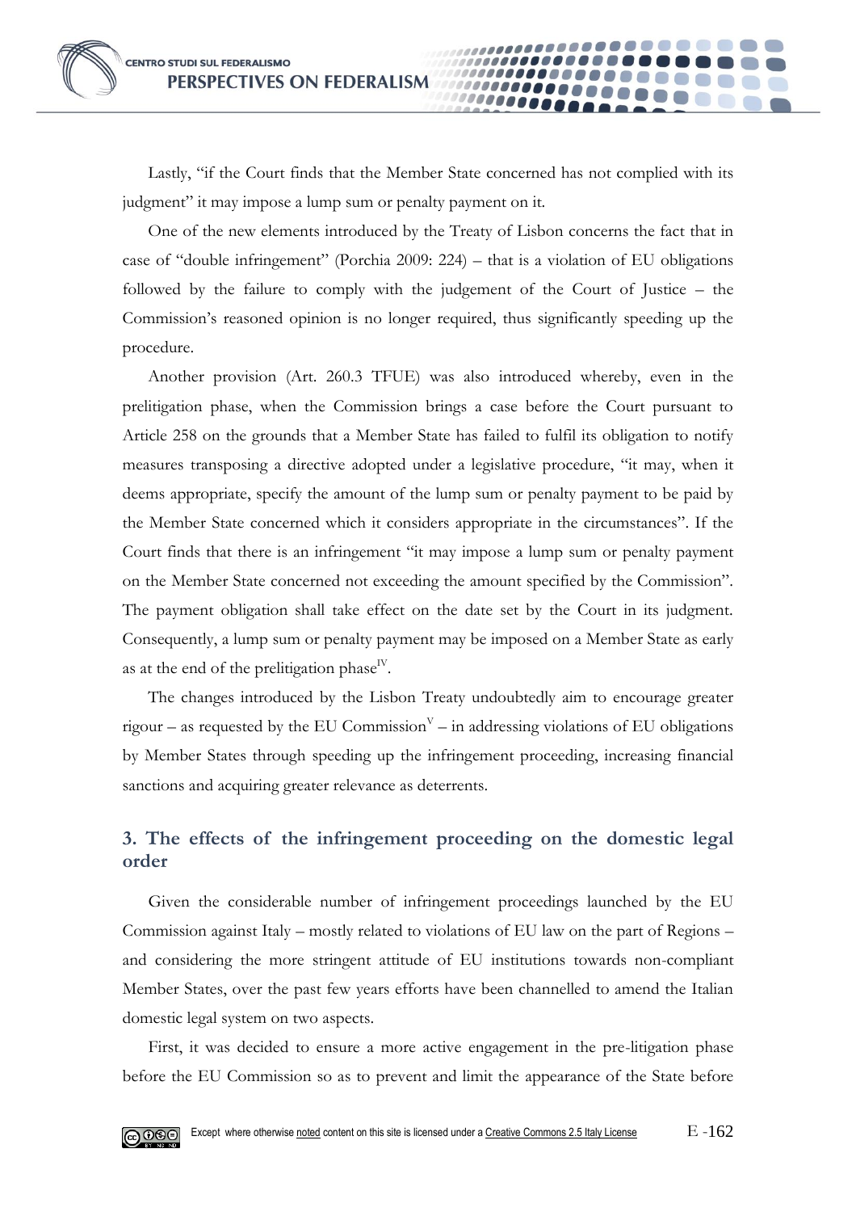Lastly, "if the Court finds that the Member State concerned has not complied with its judgment" it may impose a lump sum or penalty payment on it.

One of the new elements introduced by the Treaty of Lisbon concerns the fact that in case of "double infringement" (Porchia 2009: 224) – that is a violation of EU obligations followed by the failure to comply with the judgement of the Court of Justice – the Commission's reasoned opinion is no longer required, thus significantly speeding up the procedure.

Another provision (Art. 260.3 TFUE) was also introduced whereby, even in the prelitigation phase, when the Commission brings a case before the Court pursuant to Article 258 on the grounds that a Member State has failed to fulfil its obligation to notify measures transposing a directive adopted under a legislative procedure, "it may, when it deems appropriate, specify the amount of the lump sum or penalty payment to be paid by the Member State concerned which it considers appropriate in the circumstances". If the Court finds that there is an infringement "it may impose a lump sum or penalty payment on the Member State concerned not exceeding the amount specified by the Commission". The payment obligation shall take effect on the date set by the Court in its judgment. Consequently, a lump sum or penalty payment may be imposed on a Member State as early as at the end of the prelitigation phase[IV].

The changes introduced by the Lisbon Treaty undoubtedly aim to encourage greater rigour – as requested by the EU Commission[V] – in addressing violations of EU obligations by Member States through speeding up the infringement proceeding, increasing financial sanctions and acquiring greater relevance as deterrents.

## 3. The effects of the infringement proceeding on the domestic legal order

Given the considerable number of infringement proceedings launched by the EU Commission against Italy – mostly related to violations of EU law on the part of Regions – and considering the more stringent attitude of EU institutions towards non-compliant Member States, over the past few years efforts have been channelled to amend the Italian domestic legal system on two aspects.

First, it was decided to ensure a more active engagement in the pre-litigation phase before the EU Commission so as to prevent and limit the appearance of the State before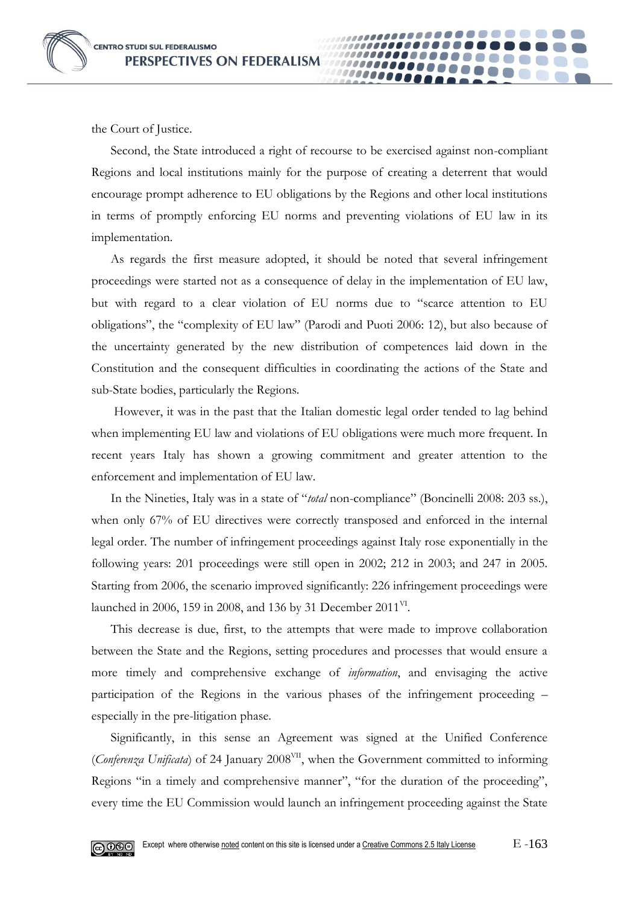the Court of Justice.

Second, the State introduced a right of recourse to be exercised against non-compliant Regions and local institutions mainly for the purpose of creating a deterrent that would encourage prompt adherence to EU obligations by the Regions and other local institutions in terms of promptly enforcing EU norms and preventing violations of EU law in its implementation.

As regards the first measure adopted, it should be noted that several infringement proceedings were started not as a consequence of delay in the implementation of EU law, but with regard to a clear violation of EU norms due to "scarce attention to EU obligations", the "complexity of EU law" (Parodi and Puoti 2006: 12), but also because of the uncertainty generated by the new distribution of competences laid down in the Constitution and the consequent difficulties in coordinating the actions of the State and sub-State bodies, particularly the Regions.

However, it was in the past that the Italian domestic legal order tended to lag behind when implementing EU law and violations of EU obligations were much more frequent. In recent years Italy has shown a growing commitment and greater attention to the enforcement and implementation of EU law.

In the Nineties, Italy was in a state of "*total* non-compliance" (Boncinelli 2008: 203 ss.), when only 67% of EU directives were correctly transposed and enforced in the internal legal order. The number of infringement proceedings against Italy rose exponentially in the following years: 201 proceedings were still open in 2002; 212 in 2003; and 247 in 2005. Starting from 2006, the scenario improved significantly: 226 infringement proceedings were launched in 2006, 159 in 2008, and 136 by 31 December 2011[VI].

This decrease is due, first, to the attempts that were made to improve collaboration between the State and the Regions, setting procedures and processes that would ensure a more timely and comprehensive exchange of *information*, and envisaging the active participation of the Regions in the various phases of the infringement proceeding – especially in the pre-litigation phase.

Significantly, in this sense an Agreement was signed at the Unified Conference (*Conferenza Unificata*) of 24 January 2008[VII], when the Government committed to informing Regions "in a timely and comprehensive manner", "for the duration of the proceeding", every time the EU Commission would launch an infringement proceeding against the State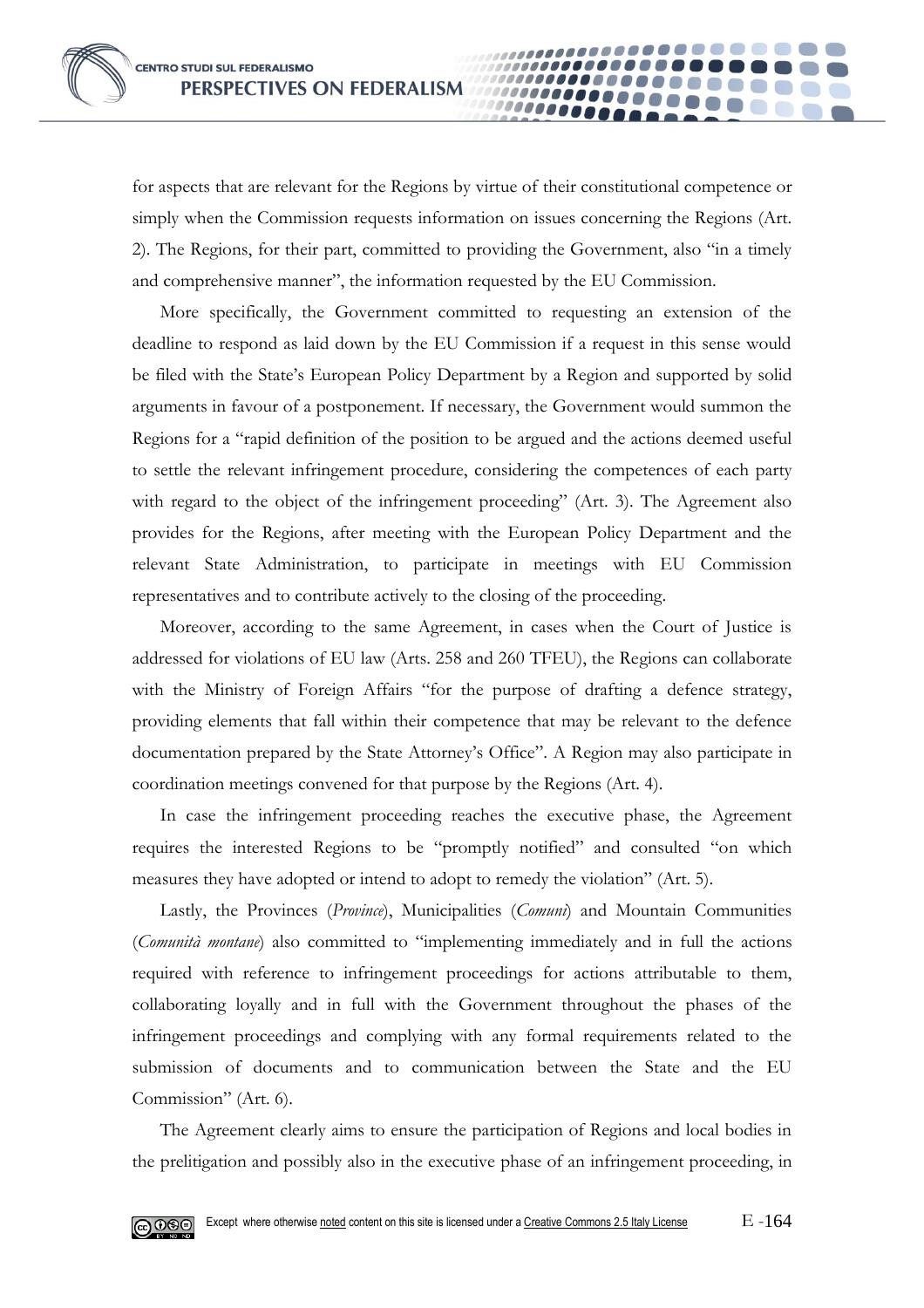for aspects that are relevant for the Regions by virtue of their constitutional competence or simply when the Commission requests information on issues concerning the Regions (Art. 2). The Regions, for their part, committed to providing the Government, also "in a timely and comprehensive manner", the information requested by the EU Commission.

More specifically, the Government committed to requesting an extension of the deadline to respond as laid down by the EU Commission if a request in this sense would be filed with the State's European Policy Department by a Region and supported by solid arguments in favour of a postponement. If necessary, the Government would summon the Regions for a "rapid definition of the position to be argued and the actions deemed useful to settle the relevant infringement procedure, considering the competences of each party with regard to the object of the infringement proceeding" (Art. 3). The Agreement also provides for the Regions, after meeting with the European Policy Department and the relevant State Administration, to participate in meetings with EU Commission representatives and to contribute actively to the closing of the proceeding.

Moreover, according to the same Agreement, in cases when the Court of Justice is addressed for violations of EU law (Arts. 258 and 260 TFEU), the Regions can collaborate with the Ministry of Foreign Affairs "for the purpose of drafting a defence strategy, providing elements that fall within their competence that may be relevant to the defence documentation prepared by the State Attorney's Office". A Region may also participate in coordination meetings convened for that purpose by the Regions (Art. 4).

In case the infringement proceeding reaches the executive phase, the Agreement requires the interested Regions to be "promptly notified" and consulted "on which measures they have adopted or intend to adopt to remedy the violation" (Art. 5).

Lastly, the Provinces (*Province*), Municipalities (*Comuni*) and Mountain Communities (*Comunità montane*) also committed to "implementing immediately and in full the actions required with reference to infringement proceedings for actions attributable to them, collaborating loyally and in full with the Government throughout the phases of the infringement proceedings and complying with any formal requirements related to the submission of documents and to communication between the State and the EU Commission" (Art. 6).

The Agreement clearly aims to ensure the participation of Regions and local bodies in the prelitigation and possibly also in the executive phase of an infringement proceeding, in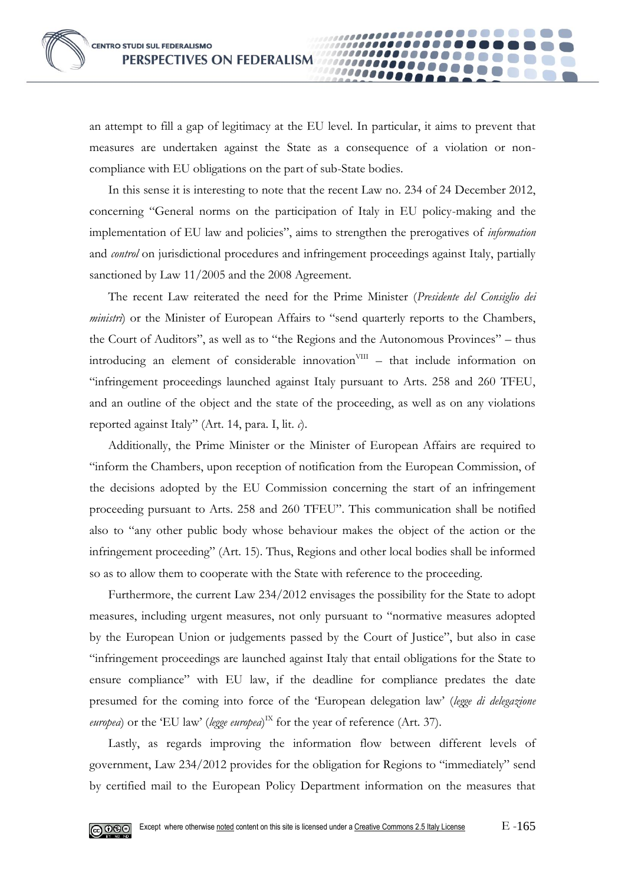an attempt to fill a gap of legitimacy at the EU level. In particular, it aims to prevent that measures are undertaken against the State as a consequence of a violation or non-compliance with EU obligations on the part of sub-State bodies.

In this sense it is interesting to note that the recent Law no. 234 of 24 December 2012, concerning "General norms on the participation of Italy in EU policy-making and the implementation of EU law and policies", aims to strengthen the prerogatives of *information* and *control* on jurisdictional procedures and infringement proceedings against Italy, partially sanctioned by Law 11/2005 and the 2008 Agreement.

The recent Law reiterated the need for the Prime Minister (*Presidente del Consiglio dei ministri*) or the Minister of European Affairs to "send quarterly reports to the Chambers, the Court of Auditors", as well as to "the Regions and the Autonomous Provinces" – thus introducing an element of considerable innovation[VIII] – that include information on "infringement proceedings launched against Italy pursuant to Arts. 258 and 260 TFEU, and an outline of the object and the state of the proceeding, as well as on any violations reported against Italy" (Art. 14, para. I, lit. *c*).

Additionally, the Prime Minister or the Minister of European Affairs are required to "inform the Chambers, upon reception of notification from the European Commission, of the decisions adopted by the EU Commission concerning the start of an infringement proceeding pursuant to Arts. 258 and 260 TFEU". This communication shall be notified also to "any other public body whose behaviour makes the object of the action or the infringement proceeding" (Art. 15). Thus, Regions and other local bodies shall be informed so as to allow them to cooperate with the State with reference to the proceeding.

Furthermore, the current Law 234/2012 envisages the possibility for the State to adopt measures, including urgent measures, not only pursuant to "normative measures adopted by the European Union or judgements passed by the Court of Justice", but also in case "infringement proceedings are launched against Italy that entail obligations for the State to ensure compliance" with EU law, if the deadline for compliance predates the date presumed for the coming into force of the 'European delegation law' (*legge di delegazione europea*) or the 'EU law' (*legge europea*)[IX] for the year of reference (Art. 37).

Lastly, as regards improving the information flow between different levels of government, Law 234/2012 provides for the obligation for Regions to "immediately" send by certified mail to the European Policy Department information on the measures that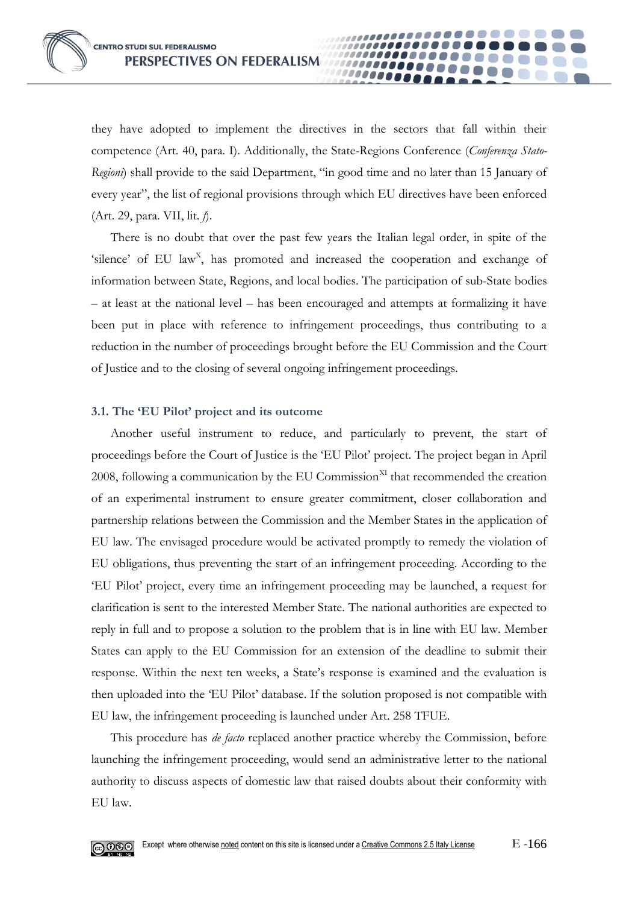they have adopted to implement the directives in the sectors that fall within their competence (Art. 40, para. I). Additionally, the State-Regions Conference (*Conferenza Stato-Regioni*) shall provide to the said Department, "in good time and no later than 15 January of every year", the list of regional provisions through which EU directives have been enforced (Art. 29, para. VII, lit. *f*).

There is no doubt that over the past few years the Italian legal order, in spite of the 'silence' of EU law[X], has promoted and increased the cooperation and exchange of information between State, Regions, and local bodies. The participation of sub-State bodies – at least at the national level – has been encouraged and attempts at formalizing it have been put in place with reference to infringement proceedings, thus contributing to a reduction in the number of proceedings brought before the EU Commission and the Court of Justice and to the closing of several ongoing infringement proceedings.

### 3.1. The 'EU Pilot' project and its outcome

Another useful instrument to reduce, and particularly to prevent, the start of proceedings before the Court of Justice is the 'EU Pilot' project. The project began in April 2008, following a communication by the EU Commission[XI] that recommended the creation of an experimental instrument to ensure greater commitment, closer collaboration and partnership relations between the Commission and the Member States in the application of EU law. The envisaged procedure would be activated promptly to remedy the violation of EU obligations, thus preventing the start of an infringement proceeding. According to the 'EU Pilot' project, every time an infringement proceeding may be launched, a request for clarification is sent to the interested Member State. The national authorities are expected to reply in full and to propose a solution to the problem that is in line with EU law. Member States can apply to the EU Commission for an extension of the deadline to submit their response. Within the next ten weeks, a State's response is examined and the evaluation is then uploaded into the 'EU Pilot' database. If the solution proposed is not compatible with EU law, the infringement proceeding is launched under Art. 258 TFUE.

This procedure has *de facto* replaced another practice whereby the Commission, before launching the infringement proceeding, would send an administrative letter to the national authority to discuss aspects of domestic law that raised doubts about their conformity with EU law.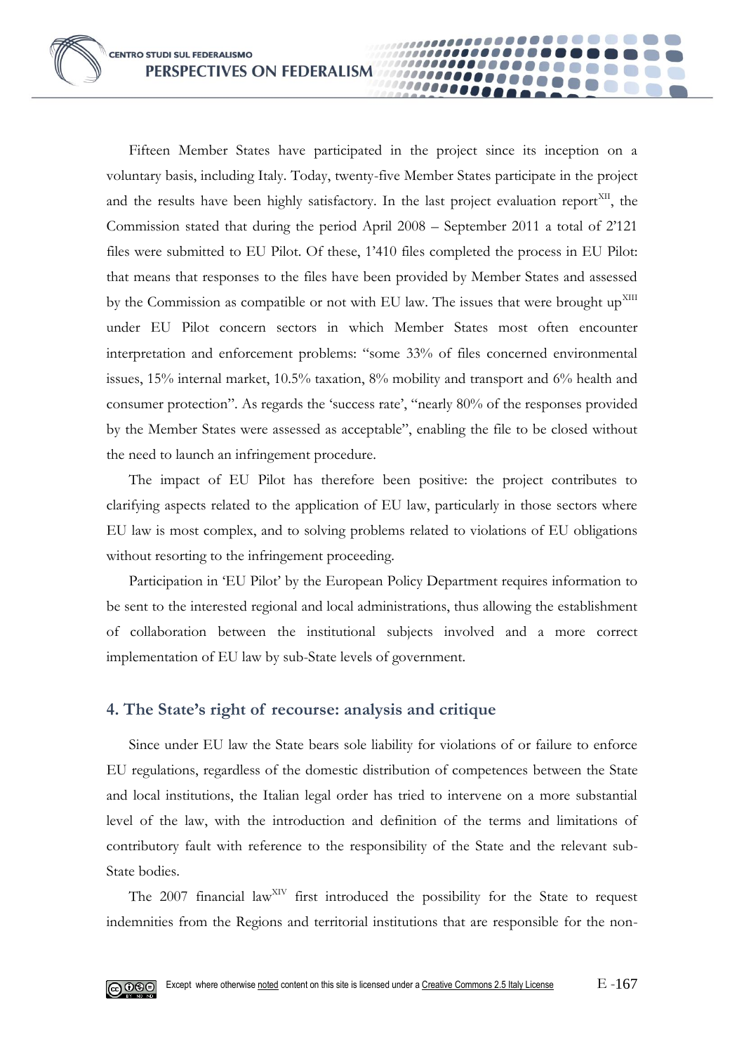Fifteen Member States have participated in the project since its inception on a voluntary basis, including Italy. Today, twenty-five Member States participate in the project and the results have been highly satisfactory. In the last project evaluation report[XII], the Commission stated that during the period April 2008 – September 2011 a total of 2'121 files were submitted to EU Pilot. Of these, 1'410 files completed the process in EU Pilot: that means that responses to the files have been provided by Member States and assessed by the Commission as compatible or not with EU law. The issues that were brought up[XIII] under EU Pilot concern sectors in which Member States most often encounter interpretation and enforcement problems: "some 33% of files concerned environmental issues, 15% internal market, 10.5% taxation, 8% mobility and transport and 6% health and consumer protection". As regards the 'success rate', "nearly 80% of the responses provided by the Member States were assessed as acceptable", enabling the file to be closed without the need to launch an infringement procedure.

The impact of EU Pilot has therefore been positive: the project contributes to clarifying aspects related to the application of EU law, particularly in those sectors where EU law is most complex, and to solving problems related to violations of EU obligations without resorting to the infringement proceeding.

Participation in 'EU Pilot' by the European Policy Department requires information to be sent to the interested regional and local administrations, thus allowing the establishment of collaboration between the institutional subjects involved and a more correct implementation of EU law by sub-State levels of government.

## 4. The State's right of recourse: analysis and critique

Since under EU law the State bears sole liability for violations of or failure to enforce EU regulations, regardless of the domestic distribution of competences between the State and local institutions, the Italian legal order has tried to intervene on a more substantial level of the law, with the introduction and definition of the terms and limitations of contributory fault with reference to the responsibility of the State and the relevant sub-State bodies.

The 2007 financial law[XIV] first introduced the possibility for the State to request indemnities from the Regions and territorial institutions that are responsible for the non-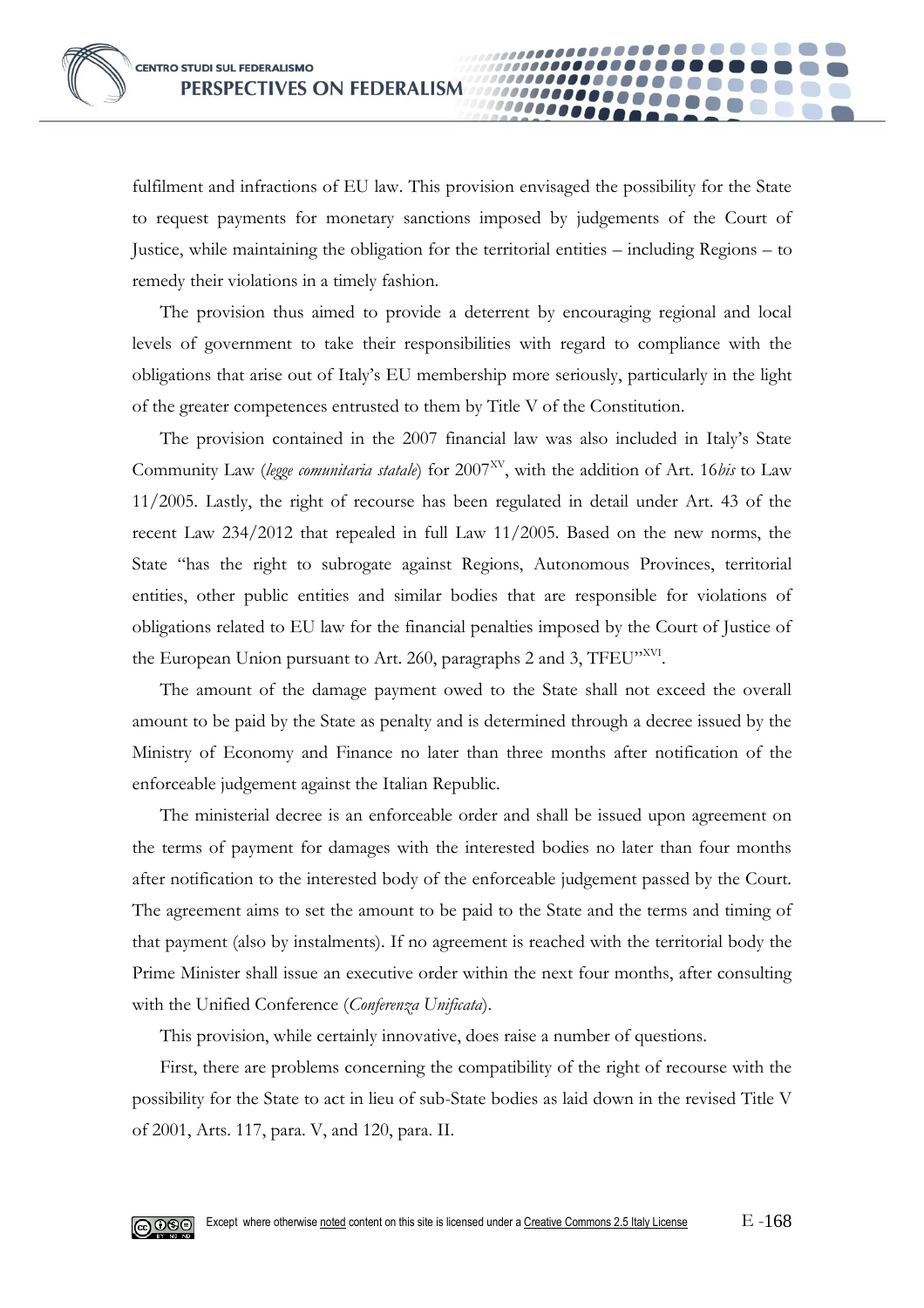fulfilment and infractions of EU law. This provision envisaged the possibility for the State to request payments for monetary sanctions imposed by judgements of the Court of Justice, while maintaining the obligation for the territorial entities – including Regions – to remedy their violations in a timely fashion.

The provision thus aimed to provide a deterrent by encouraging regional and local levels of government to take their responsibilities with regard to compliance with the obligations that arise out of Italy's EU membership more seriously, particularly in the light of the greater competences entrusted to them by Title V of the Constitution.

The provision contained in the 2007 financial law was also included in Italy's State Community Law (*legge comunitaria statale*) for 2007[XV], with the addition of Art. 16*bis* to Law 11/2005. Lastly, the right of recourse has been regulated in detail under Art. 43 of the recent Law 234/2012 that repealed in full Law 11/2005. Based on the new norms, the State "has the right to subrogate against Regions, Autonomous Provinces, territorial entities, other public entities and similar bodies that are responsible for violations of obligations related to EU law for the financial penalties imposed by the Court of Justice of the European Union pursuant to Art. 260, paragraphs 2 and 3, TFEU"[XVI].

The amount of the damage payment owed to the State shall not exceed the overall amount to be paid by the State as penalty and is determined through a decree issued by the Ministry of Economy and Finance no later than three months after notification of the enforceable judgement against the Italian Republic.

The ministerial decree is an enforceable order and shall be issued upon agreement on the terms of payment for damages with the interested bodies no later than four months after notification to the interested body of the enforceable judgement passed by the Court. The agreement aims to set the amount to be paid to the State and the terms and timing of that payment (also by instalments). If no agreement is reached with the territorial body the Prime Minister shall issue an executive order within the next four months, after consulting with the Unified Conference (*Conferenza Unificata*).

This provision, while certainly innovative, does raise a number of questions.

First, there are problems concerning the compatibility of the right of recourse with the possibility for the State to act in lieu of sub-State bodies as laid down in the revised Title V of 2001, Arts. 117, para. V, and 120, para. II.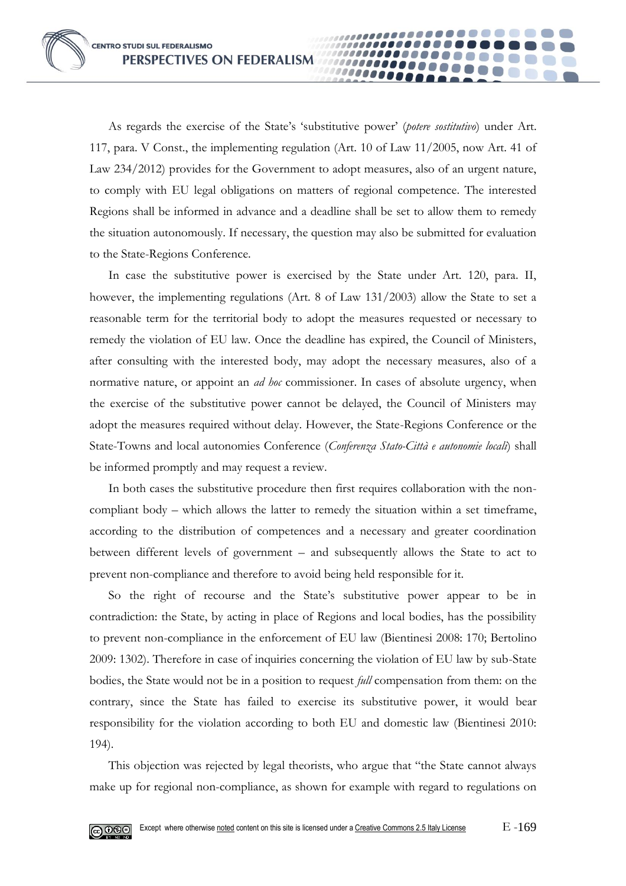As regards the exercise of the State's 'substitutive power' (*potere sostitutivo*) under Art. 117, para. V Const., the implementing regulation (Art. 10 of Law 11/2005, now Art. 41 of Law 234/2012) provides for the Government to adopt measures, also of an urgent nature, to comply with EU legal obligations on matters of regional competence. The interested Regions shall be informed in advance and a deadline shall be set to allow them to remedy the situation autonomously. If necessary, the question may also be submitted for evaluation to the State-Regions Conference.

In case the substitutive power is exercised by the State under Art. 120, para. II, however, the implementing regulations (Art. 8 of Law 131/2003) allow the State to set a reasonable term for the territorial body to adopt the measures requested or necessary to remedy the violation of EU law. Once the deadline has expired, the Council of Ministers, after consulting with the interested body, may adopt the necessary measures, also of a normative nature, or appoint an *ad hoc* commissioner. In cases of absolute urgency, when the exercise of the substitutive power cannot be delayed, the Council of Ministers may adopt the measures required without delay. However, the State-Regions Conference or the State-Towns and local autonomies Conference (*Conferenza Stato-Città e autonomie locali*) shall be informed promptly and may request a review.

In both cases the substitutive procedure then first requires collaboration with the non-compliant body – which allows the latter to remedy the situation within a set timeframe, according to the distribution of competences and a necessary and greater coordination between different levels of government – and subsequently allows the State to act to prevent non-compliance and therefore to avoid being held responsible for it.

So the right of recourse and the State's substitutive power appear to be in contradiction: the State, by acting in place of Regions and local bodies, has the possibility to prevent non-compliance in the enforcement of EU law (Bientinesi 2008: 170; Bertolino 2009: 1302). Therefore in case of inquiries concerning the violation of EU law by sub-State bodies, the State would not be in a position to request *full* compensation from them: on the contrary, since the State has failed to exercise its substitutive power, it would bear responsibility for the violation according to both EU and domestic law (Bientinesi 2010: 194).

This objection was rejected by legal theorists, who argue that "the State cannot always make up for regional non-compliance, as shown for example with regard to regulations on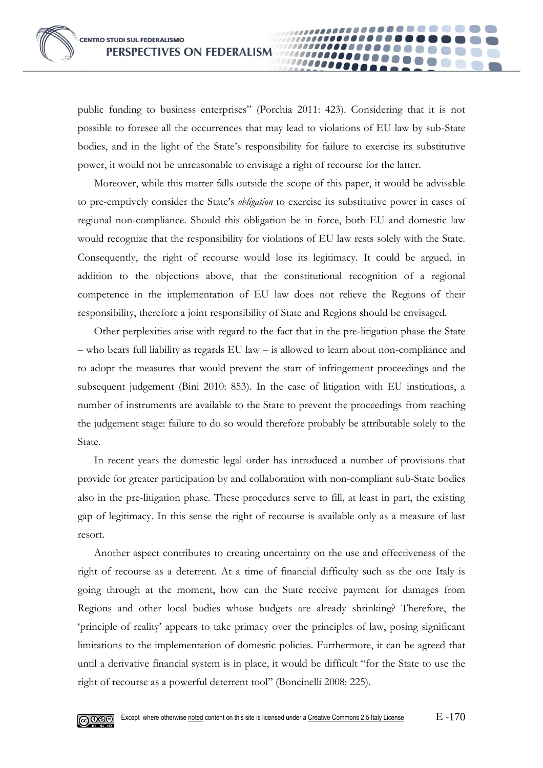public funding to business enterprises" (Porchia 2011: 423). Considering that it is not possible to foresee all the occurrences that may lead to violations of EU law by sub-State bodies, and in the light of the State's responsibility for failure to exercise its substitutive power, it would not be unreasonable to envisage a right of recourse for the latter.

Moreover, while this matter falls outside the scope of this paper, it would be advisable to pre-emptively consider the State's *obligation* to exercise its substitutive power in cases of regional non-compliance. Should this obligation be in force, both EU and domestic law would recognize that the responsibility for violations of EU law rests solely with the State. Consequently, the right of recourse would lose its legitimacy. It could be argued, in addition to the objections above, that the constitutional recognition of a regional competence in the implementation of EU law does not relieve the Regions of their responsibility, therefore a joint responsibility of State and Regions should be envisaged.

Other perplexities arise with regard to the fact that in the pre-litigation phase the State – who bears full liability as regards EU law – is allowed to learn about non-compliance and to adopt the measures that would prevent the start of infringement proceedings and the subsequent judgement (Bini 2010: 853). In the case of litigation with EU institutions, a number of instruments are available to the State to prevent the proceedings from reaching the judgement stage: failure to do so would therefore probably be attributable solely to the State.

In recent years the domestic legal order has introduced a number of provisions that provide for greater participation by and collaboration with non-compliant sub-State bodies also in the pre-litigation phase. These procedures serve to fill, at least in part, the existing gap of legitimacy. In this sense the right of recourse is available only as a measure of last resort.

Another aspect contributes to creating uncertainty on the use and effectiveness of the right of recourse as a deterrent. At a time of financial difficulty such as the one Italy is going through at the moment, how can the State receive payment for damages from Regions and other local bodies whose budgets are already shrinking? Therefore, the 'principle of reality' appears to take primacy over the principles of law, posing significant limitations to the implementation of domestic policies. Furthermore, it can be agreed that until a derivative financial system is in place, it would be difficult "for the State to use the right of recourse as a powerful deterrent tool" (Boncinelli 2008: 225).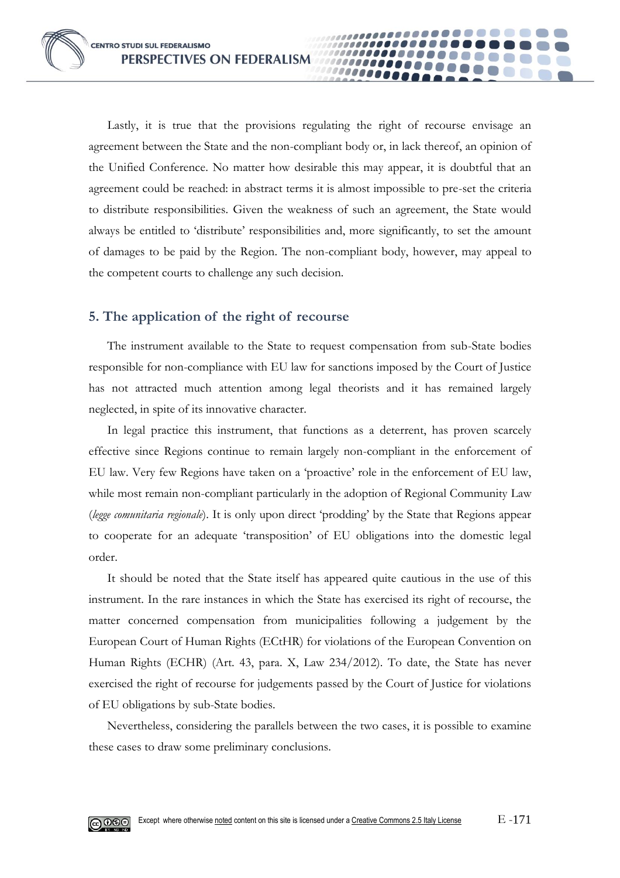Lastly, it is true that the provisions regulating the right of recourse envisage an agreement between the State and the non-compliant body or, in lack thereof, an opinion of the Unified Conference. No matter how desirable this may appear, it is doubtful that an agreement could be reached: in abstract terms it is almost impossible to pre-set the criteria to distribute responsibilities. Given the weakness of such an agreement, the State would always be entitled to 'distribute' responsibilities and, more significantly, to set the amount of damages to be paid by the Region. The non-compliant body, however, may appeal to the competent courts to challenge any such decision.

## 5. The application of the right of recourse

The instrument available to the State to request compensation from sub-State bodies responsible for non-compliance with EU law for sanctions imposed by the Court of Justice has not attracted much attention among legal theorists and it has remained largely neglected, in spite of its innovative character.

In legal practice this instrument, that functions as a deterrent, has proven scarcely effective since Regions continue to remain largely non-compliant in the enforcement of EU law. Very few Regions have taken on a 'proactive' role in the enforcement of EU law, while most remain non-compliant particularly in the adoption of Regional Community Law (*legge comunitaria regionale*). It is only upon direct 'prodding' by the State that Regions appear to cooperate for an adequate 'transposition' of EU obligations into the domestic legal order.

It should be noted that the State itself has appeared quite cautious in the use of this instrument. In the rare instances in which the State has exercised its right of recourse, the matter concerned compensation from municipalities following a judgement by the European Court of Human Rights (ECtHR) for violations of the European Convention on Human Rights (ECHR) (Art. 43, para. X, Law 234/2012). To date, the State has never exercised the right of recourse for judgements passed by the Court of Justice for violations of EU obligations by sub-State bodies.

Nevertheless, considering the parallels between the two cases, it is possible to examine these cases to draw some preliminary conclusions.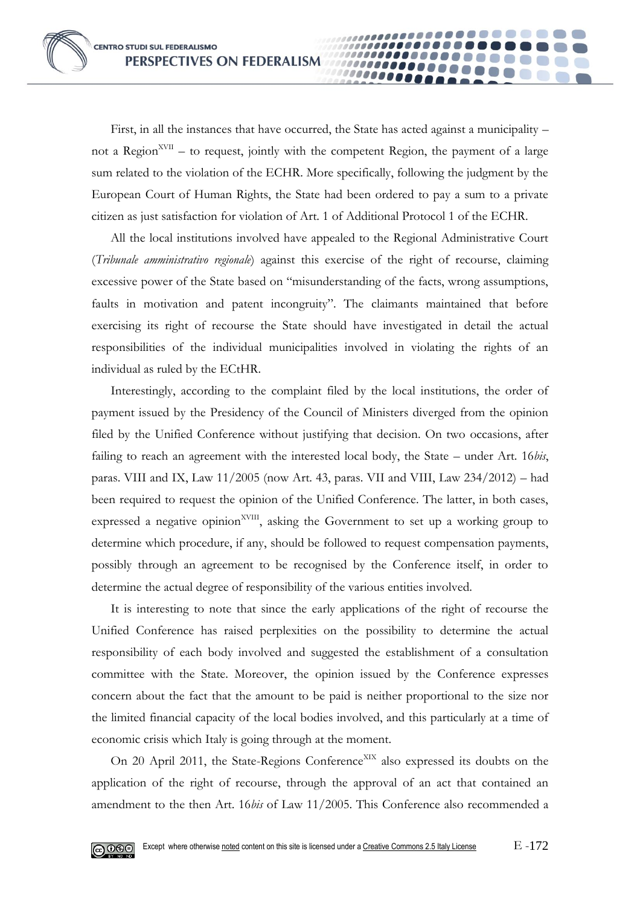First, in all the instances that have occurred, the State has acted against a municipality – not a Region[XVII] – to request, jointly with the competent Region, the payment of a large sum related to the violation of the ECHR. More specifically, following the judgment by the European Court of Human Rights, the State had been ordered to pay a sum to a private citizen as just satisfaction for violation of Art. 1 of Additional Protocol 1 of the ECHR.

All the local institutions involved have appealed to the Regional Administrative Court (*Tribunale amministrativo regionale*) against this exercise of the right of recourse, claiming excessive power of the State based on "misunderstanding of the facts, wrong assumptions, faults in motivation and patent incongruity". The claimants maintained that before exercising its right of recourse the State should have investigated in detail the actual responsibilities of the individual municipalities involved in violating the rights of an individual as ruled by the ECtHR.

Interestingly, according to the complaint filed by the local institutions, the order of payment issued by the Presidency of the Council of Ministers diverged from the opinion filed by the Unified Conference without justifying that decision. On two occasions, after failing to reach an agreement with the interested local body, the State – under Art. 16*bis*, paras. VIII and IX, Law 11/2005 (now Art. 43, paras. VII and VIII, Law 234/2012) – had been required to request the opinion of the Unified Conference. The latter, in both cases, expressed a negative opinion[XVIII], asking the Government to set up a working group to determine which procedure, if any, should be followed to request compensation payments, possibly through an agreement to be recognised by the Conference itself, in order to determine the actual degree of responsibility of the various entities involved.

It is interesting to note that since the early applications of the right of recourse the Unified Conference has raised perplexities on the possibility to determine the actual responsibility of each body involved and suggested the establishment of a consultation committee with the State. Moreover, the opinion issued by the Conference expresses concern about the fact that the amount to be paid is neither proportional to the size nor the limited financial capacity of the local bodies involved, and this particularly at a time of economic crisis which Italy is going through at the moment.

On 20 April 2011, the State-Regions Conference[XIX] also expressed its doubts on the application of the right of recourse, through the approval of an act that contained an amendment to the then Art. 16*bis* of Law 11/2005. This Conference also recommended a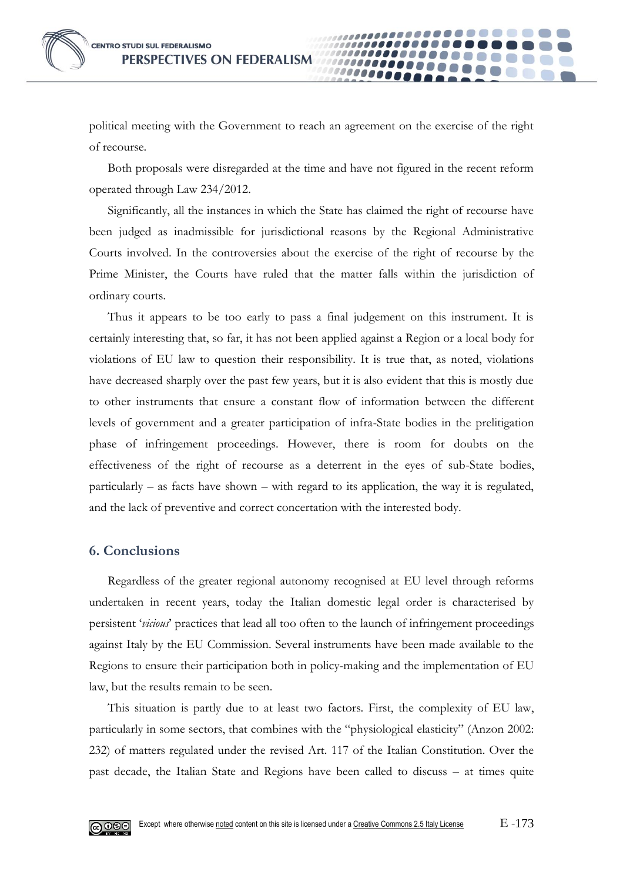political meeting with the Government to reach an agreement on the exercise of the right of recourse.

Both proposals were disregarded at the time and have not figured in the recent reform operated through Law 234/2012.

Significantly, all the instances in which the State has claimed the right of recourse have been judged as inadmissible for jurisdictional reasons by the Regional Administrative Courts involved. In the controversies about the exercise of the right of recourse by the Prime Minister, the Courts have ruled that the matter falls within the jurisdiction of ordinary courts.

Thus it appears to be too early to pass a final judgement on this instrument. It is certainly interesting that, so far, it has not been applied against a Region or a local body for violations of EU law to question their responsibility. It is true that, as noted, violations have decreased sharply over the past few years, but it is also evident that this is mostly due to other instruments that ensure a constant flow of information between the different levels of government and a greater participation of infra-State bodies in the prelitigation phase of infringement proceedings. However, there is room for doubts on the effectiveness of the right of recourse as a deterrent in the eyes of sub-State bodies, particularly – as facts have shown – with regard to its application, the way it is regulated, and the lack of preventive and correct concertation with the interested body.

## 6. Conclusions

Regardless of the greater regional autonomy recognised at EU level through reforms undertaken in recent years, today the Italian domestic legal order is characterised by persistent '*vicious*' practices that lead all too often to the launch of infringement proceedings against Italy by the EU Commission. Several instruments have been made available to the Regions to ensure their participation both in policy-making and the implementation of EU law, but the results remain to be seen.

This situation is partly due to at least two factors. First, the complexity of EU law, particularly in some sectors, that combines with the "physiological elasticity" (Anzon 2002: 232) of matters regulated under the revised Art. 117 of the Italian Constitution. Over the past decade, the Italian State and Regions have been called to discuss – at times quite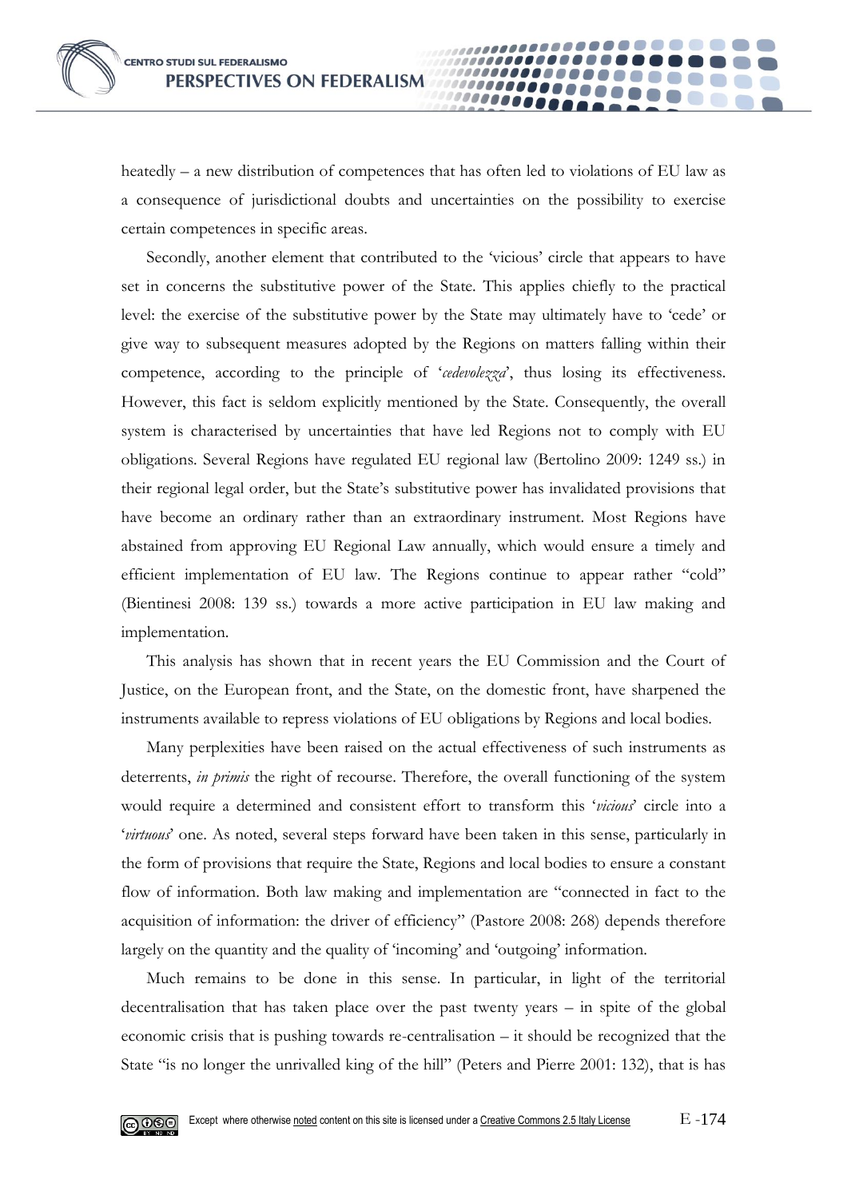heatedly – a new distribution of competences that has often led to violations of EU law as a consequence of jurisdictional doubts and uncertainties on the possibility to exercise certain competences in specific areas.

Secondly, another element that contributed to the 'vicious' circle that appears to have set in concerns the substitutive power of the State. This applies chiefly to the practical level: the exercise of the substitutive power by the State may ultimately have to 'cede' or give way to subsequent measures adopted by the Regions on matters falling within their competence, according to the principle of '*cedevolezza*', thus losing its effectiveness. However, this fact is seldom explicitly mentioned by the State. Consequently, the overall system is characterised by uncertainties that have led Regions not to comply with EU obligations. Several Regions have regulated EU regional law (Bertolino 2009: 1249 ss.) in their regional legal order, but the State's substitutive power has invalidated provisions that have become an ordinary rather than an extraordinary instrument. Most Regions have abstained from approving EU Regional Law annually, which would ensure a timely and efficient implementation of EU law. The Regions continue to appear rather "cold" (Bientinesi 2008: 139 ss.) towards a more active participation in EU law making and implementation.

This analysis has shown that in recent years the EU Commission and the Court of Justice, on the European front, and the State, on the domestic front, have sharpened the instruments available to repress violations of EU obligations by Regions and local bodies.

Many perplexities have been raised on the actual effectiveness of such instruments as deterrents, *in primis* the right of recourse. Therefore, the overall functioning of the system would require a determined and consistent effort to transform this '*vicious*' circle into a '*virtuous*' one. As noted, several steps forward have been taken in this sense, particularly in the form of provisions that require the State, Regions and local bodies to ensure a constant flow of information. Both law making and implementation are "connected in fact to the acquisition of information: the driver of efficiency" (Pastore 2008: 268) depends therefore largely on the quantity and the quality of 'incoming' and 'outgoing' information.

Much remains to be done in this sense. In particular, in light of the territorial decentralisation that has taken place over the past twenty years – in spite of the global economic crisis that is pushing towards re-centralisation – it should be recognized that the State "is no longer the unrivalled king of the hill" (Peters and Pierre 2001: 132), that is has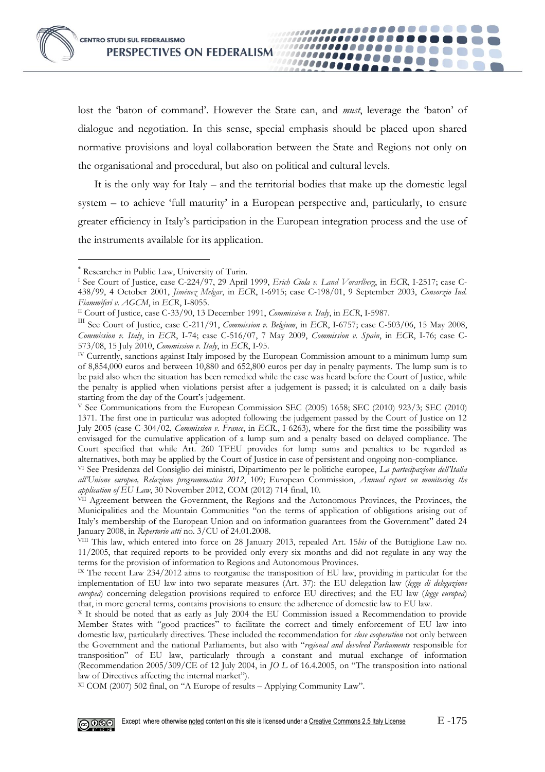lost the 'baton of command'. However the State can, and *must*, leverage the 'baton' of dialogue and negotiation. In this sense, special emphasis should be placed upon shared normative provisions and loyal collaboration between the State and Regions not only on the organisational and procedural, but also on political and cultural levels.

It is the only way for Italy – and the territorial bodies that make up the domestic legal system – to achieve 'full maturity' in a European perspective and, particularly, to ensure greater efficiency in Italy's participation in the European integration process and the use of the instruments available for its application.

---

[*] Researcher in Public Law, University of Turin.

[I] See Court of Justice, case C-224/97, 29 April 1999, *Erich Ciola v. Land Vorarlberg*, in *ECR*, I-2517; case C-438/99, 4 October 2001, *Jiménez Melgar*, in *ECR*, I-6915; case C-198/01, 9 September 2003, *Consorzio Ind. Fiammiferi v. AGCM*, in *ECR*, I-8055.

[II] Court of Justice, case C-33/90, 13 December 1991, *Commission v. Italy*, in *ECR*, I-5987.

[III] See Court of Justice, case C-211/91, *Commission v. Belgium*, in *ECR*, I-6757; case C-503/06, 15 May 2008, *Commission v. Italy*, in *ECR*, I-74; case C-516/07, 7 May 2009, *Commission v. Spain*, in *ECR*, I-76; case C-573/08, 15 July 2010, *Commission v. Italy*, in *ECR*, I-95.

[IV] Currently, sanctions against Italy imposed by the European Commission amount to a minimum lump sum of 8,854,000 euros and between 10,880 and 652,800 euros per day in penalty payments. The lump sum is to be paid also when the situation has been remedied while the case was heard before the Court of Justice, while the penalty is applied when violations persist after a judgement is passed; it is calculated on a daily basis starting from the day of the Court's judgement.

[V] See Communications from the European Commission SEC (2005) 1658; SEC (2010) 923/3; SEC (2010) 1371. The first one in particular was adopted following the judgement passed by the Court of Justice on 12 July 2005 (case C-304/02, *Commission v. France*, in *ECR.*, I-6263), where for the first time the possibility was envisaged for the cumulative application of a lump sum and a penalty based on delayed compliance. The Court specified that while Art. 260 TFEU provides for lump sums and penalties to be regarded as alternatives, both may be applied by the Court of Justice in case of persistent and ongoing non-compliance.

[VI] See Presidenza del Consiglio dei ministri, Dipartimento per le politiche europee, *La partecipazione dell'Italia all'Unione europea, Relazione programmatica 2012*, 109; European Commission, *Annual report on monitoring the application of EU Law*, 30 November 2012, COM (2012) 714 final, 10.

[VII] Agreement between the Government, the Regions and the Autonomous Provinces, the Provinces, the Municipalities and the Mountain Communities "on the terms of application of obligations arising out of Italy's membership of the European Union and on information guarantees from the Government" dated 24 January 2008, in *Repertorio atti* no. 3/CU of 24.01.2008.

[VIII] This law, which entered into force on 28 January 2013, repealed Art. 15*bis* of the Buttiglione Law no. 11/2005, that required reports to be provided only every six months and did not regulate in any way the terms for the provision of information to Regions and Autonomous Provinces.

[IX] The recent Law 234/2012 aims to reorganise the transposition of EU law, providing in particular for the implementation of EU law into two separate measures (Art. 37): the EU delegation law (*legge di delegazione europea*) concerning delegation provisions required to enforce EU directives; and the EU law (*legge europea*) that, in more general terms, contains provisions to ensure the adherence of domestic law to EU law.

[X] It should be noted that as early as July 2004 the EU Commission issued a Recommendation to provide Member States with "good practices" to facilitate the correct and timely enforcement of EU law into domestic law, particularly directives. These included the recommendation for *close cooperation* not only between the Government and the national Parliaments, but also with "*regional and devolved Parliaments* responsible for transposition" of EU law, particularly through a constant and mutual exchange of information (Recommendation 2005/309/CE of 12 July 2004, in *JO L* of 16.4.2005, on "The transposition into national law of Directives affecting the internal market").

[XI] COM (2007) 502 final, on "A Europe of results – Applying Community Law".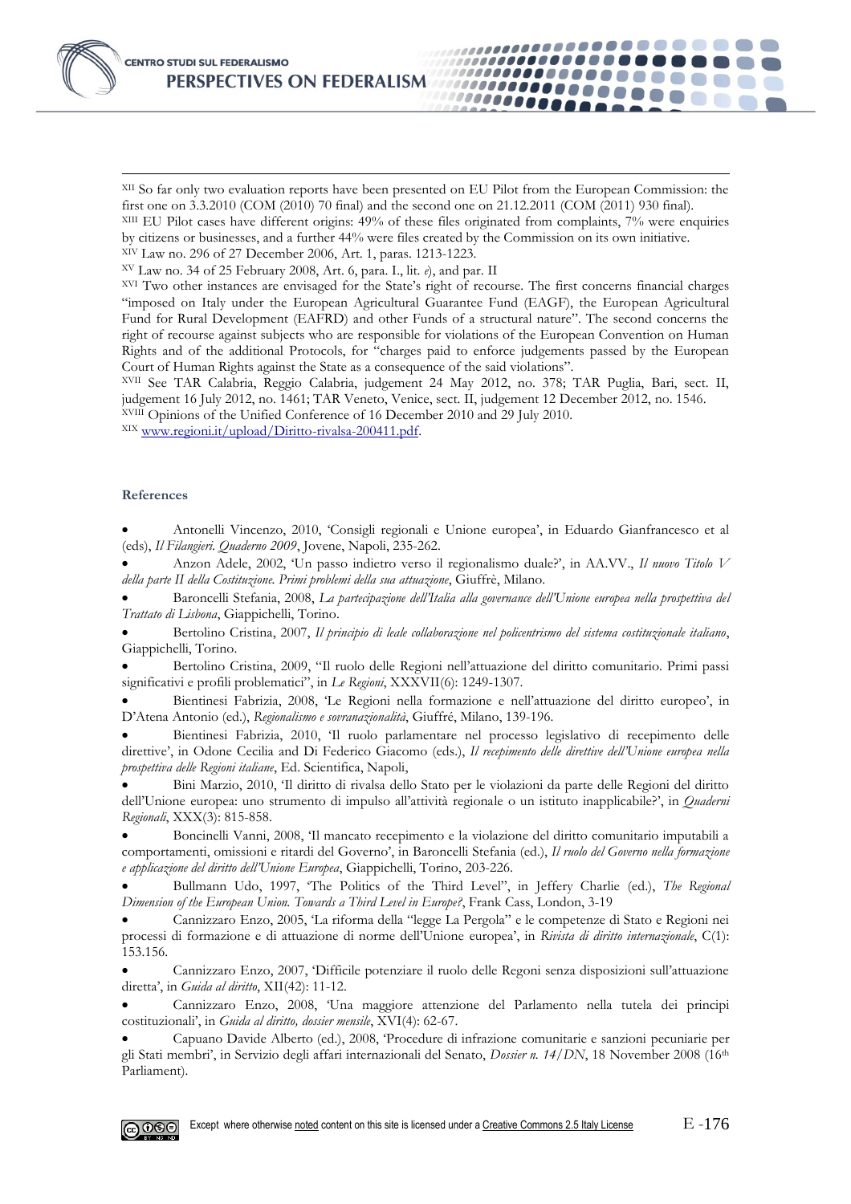[XII] So far only two evaluation reports have been presented on EU Pilot from the European Commission: the first one on 3.3.2010 (COM (2010) 70 final) and the second one on 21.12.2011 (COM (2011) 930 final).

[XIII] EU Pilot cases have different origins: 49% of these files originated from complaints, 7% were enquiries by citizens or businesses, and a further 44% were files created by the Commission on its own initiative.

[XIV] Law no. 296 of 27 December 2006, Art. 1, paras. 1213-1223.

[XV] Law no. 34 of 25 February 2008, Art. 6, para. I., lit. *e*), and par. II

[XVI] Two other instances are envisaged for the State's right of recourse. The first concerns financial charges "imposed on Italy under the European Agricultural Guarantee Fund (EAGF), the European Agricultural Fund for Rural Development (EAFRD) and other Funds of a structural nature". The second concerns the right of recourse against subjects who are responsible for violations of the European Convention on Human Rights and of the additional Protocols, for "charges paid to enforce judgements passed by the European Court of Human Rights against the State as a consequence of the said violations".

[XVII] See TAR Calabria, Reggio Calabria, judgement 24 May 2012, no. 378; TAR Puglia, Bari, sect. II, judgement 16 July 2012, no. 1461; TAR Veneto, Venice, sect. II, judgement 12 December 2012, no. 1546.

[XVIII] Opinions of the Unified Conference of 16 December 2010 and 29 July 2010.

[XIX] www.regioni.it/upload/Diritto-rivalsa-200411.pdf.

### References

- Antonelli Vincenzo, 2010, 'Consigli regionali e Unione europea', in Eduardo Gianfrancesco et al (eds), *Il Filangieri. Quaderno 2009*, Jovene, Napoli, 235-262.
- Anzon Adele, 2002, 'Un passo indietro verso il regionalismo duale?', in AA.VV., *Il nuovo Titolo V della parte II della Costituzione. Primi problemi della sua attuazione*, Giuffrè, Milano.
- Baroncelli Stefania, 2008, *La partecipazione dell'Italia alla governance dell'Unione europea nella prospettiva del Trattato di Lisbona*, Giappichelli, Torino.
- Bertolino Cristina, 2007, *Il principio di leale collaborazione nel policentrismo del sistema costituzionale italiano*, Giappichelli, Torino.
- Bertolino Cristina, 2009, "Il ruolo delle Regioni nell'attuazione del diritto comunitario. Primi passi significativi e profili problematici", in *Le Regioni*, XXXVII(6): 1249-1307.
- Bientinesi Fabrizia, 2008, 'Le Regioni nella formazione e nell'attuazione del diritto europeo', in D'Atena Antonio (ed.), *Regionalismo e sovranazionalità*, Giuffré, Milano, 139-196.
- Bientinesi Fabrizia, 2010, 'Il ruolo parlamentare nel processo legislativo di recepimento delle direttive', in Odone Cecilia and Di Federico Giacomo (eds.), *Il recepimento delle direttive dell'Unione europea nella prospettiva delle Regioni italiane*, Ed. Scientifica, Napoli,
- Bini Marzio, 2010, 'Il diritto di rivalsa dello Stato per le violazioni da parte delle Regioni del diritto dell'Unione europea: uno strumento di impulso all'attività regionale o un istituto inapplicabile?', in *Quaderni Regionali*, XXX(3): 815-858.
- Boncinelli Vanni, 2008, 'Il mancato recepimento e la violazione del diritto comunitario imputabili a comportamenti, omissioni e ritardi del Governo', in Baroncelli Stefania (ed.), *Il ruolo del Governo nella formazione e applicazione del diritto dell'Unione Europea*, Giappichelli, Torino, 203-226.
- Bullmann Udo, 1997, 'The Politics of the Third Level", in Jeffery Charlie (ed.), *The Regional Dimension of the European Union. Towards a Third Level in Europe?*, Frank Cass, London, 3-19
- Cannizzaro Enzo, 2005, 'La riforma della "legge La Pergola" e le competenze di Stato e Regioni nei processi di formazione e di attuazione di norme dell'Unione europea', in *Rivista di diritto internazionale*, C(1): 153.156.
- Cannizzaro Enzo, 2007, 'Difficile potenziare il ruolo delle Regoni senza disposizioni sull'attuazione diretta', in *Guida al diritto*, XII(42): 11-12.
- Cannizzaro Enzo, 2008, 'Una maggiore attenzione del Parlamento nella tutela dei principi costituzionali', in *Guida al diritto, dossier mensile*, XVI(4): 62-67.
- Capuano Davide Alberto (ed.), 2008, 'Procedure di infrazione comunitarie e sanzioni pecuniarie per gli Stati membri', in Servizio degli affari internazionali del Senato, *Dossier n. 14/DN*, 18 November 2008 (16th Parliament).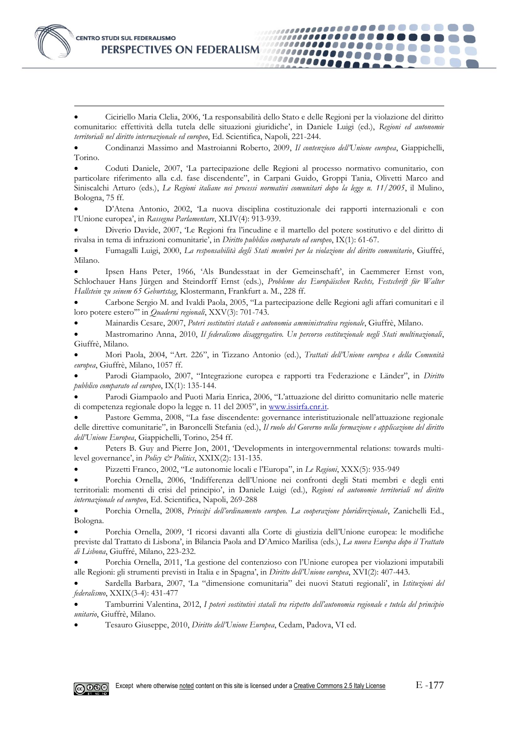- Ciciriello Maria Clelia, 2006, 'La responsabilità dello Stato e delle Regioni per la violazione del diritto comunitario: effettività della tutela delle situazioni giuridiche', in Daniele Luigi (ed.), *Regioni ed autonomie territoriali nel diritto internazionale ed europeo*, Ed. Scientifica, Napoli, 221-244.
- Condinanzi Massimo and Mastroianni Roberto, 2009, *Il contenzioso dell'Unione europea*, Giappichelli, Torino.
- Coduti Daniele, 2007, 'La partecipazione delle Regioni al processo normativo comunitario, con particolare riferimento alla c.d. fase discendente", in Carpani Guido, Groppi Tania, Olivetti Marco and Siniscalchi Arturo (eds.), *Le Regioni italiane nei processi normativi comunitari dopo la legge n. 11/2005*, il Mulino, Bologna, 75 ff.
- D'Atena Antonio, 2002, 'La nuova disciplina costituzionale dei rapporti internazionali e con l'Unione europea', in *Rassegna Parlamentare*, XLIV(4): 913-939.
- Diverio Davide, 2007, 'Le Regioni fra l'incudine e il martello del potere sostitutivo e del diritto di rivalsa in tema di infrazioni comunitarie', in *Diritto pubblico comparato ed europeo*, IX(1): 61-67.
- Fumagalli Luigi, 2000, *La responsabilità degli Stati membri per la violazione del diritto comunitario*, Giuffré, Milano.
- Ipsen Hans Peter, 1966, 'Als Bundesstaat in der Gemeinschaft', in Caemmerer Ernst von, Schlochauer Hans Jürgen and Steindorff Ernst (eds.), *Probleme des Europäischen Rechts, Festschrift für Walter Hallstein zu seinem 65 Geburtstag*, Klostermann, Frankfurt a. M., 228 ff.
- Carbone Sergio M. and Ivaldi Paola, 2005, "La partecipazione delle Regioni agli affari comunitari e il loro potere estero"' in *Quaderni regionali*, XXV(3): 701-743.
- Mainardis Cesare, 2007, *Poteri sostitutivi statali e autonomia amministrativa regionale*, Giuffrè, Milano.
- Mastromarino Anna, 2010, *Il federalismo disaggregativo. Un percorso costituzionale negli Stati multinazionali*, Giuffrè, Milano.
- Mori Paola, 2004, "Art. 226", in Tizzano Antonio (ed.), *Trattati dell'Unione europea e della Comunità europea*, Giuffrè, Milano, 1057 ff.
- Parodi Giampaolo, 2007, "Integrazione europea e rapporti tra Federazione e Länder", in *Diritto pubblico comparato ed europeo*, IX(1): 135-144.
- Parodi Giampaolo and Puoti Maria Enrica, 2006, "L'attuazione del diritto comunitario nelle materie di competenza regionale dopo la legge n. 11 del 2005", in www.issirfa.cnr.it.
- Pastore Gemma, 2008, "La fase discendente: governance interistituzionale nell'attuazione regionale delle direttive comunitarie", in Baroncelli Stefania (ed.), *Il ruolo del Governo nella formazione e applicazione del diritto dell'Unione Europea*, Giappichelli, Torino, 254 ff.
- Peters B. Guy and Pierre Jon, 2001, 'Developments in intergovernmental relations: towards multi-level governance', in *Policy & Politics*, XXIX(2): 131-135.
- Pizzetti Franco, 2002, "Le autonomie locali e l'Europa", in *Le Regioni*, XXX(5): 935-949
- Porchia Ornella, 2006, 'Indifferenza dell'Unione nei confronti degli Stati membri e degli enti territoriali: momenti di crisi del principio', in Daniele Luigi (ed.), *Regioni ed autonomie territoriali nel diritto internazionale ed europeo*, Ed. Scientifica, Napoli, 269-288
- Porchia Ornella, 2008, *Principi dell'ordinamento europeo. La cooperazione pluridirezionale*, Zanichelli Ed., Bologna.
- Porchia Ornella, 2009, 'I ricorsi davanti alla Corte di giustizia dell'Unione europea: le modifiche previste dal Trattato di Lisbona', in Bilancia Paola and D'Amico Marilisa (eds.), *La nuova Europa dopo il Trattato di Lisbona*, Giuffré, Milano, 223-232.
- Porchia Ornella, 2011, 'La gestione del contenzioso con l'Unione europea per violazioni imputabili alle Regioni: gli strumenti previsti in Italia e in Spagna', in *Diritto dell'Unione europea*, XVI(2): 407-443.
- Sardella Barbara, 2007, 'La "dimensione comunitaria" dei nuovi Statuti regionali', in *Istituzioni del federalismo*, XXIX(3-4): 431-477
- Tamburrini Valentina, 2012, *I poteri sostitutivi statali tra rispetto dell'autonomia regionale e tutela del principio unitario*, Giuffrè, Milano.
- Tesauro Giuseppe, 2010, *Diritto dell'Unione Europea*, Cedam, Padova, VI ed.